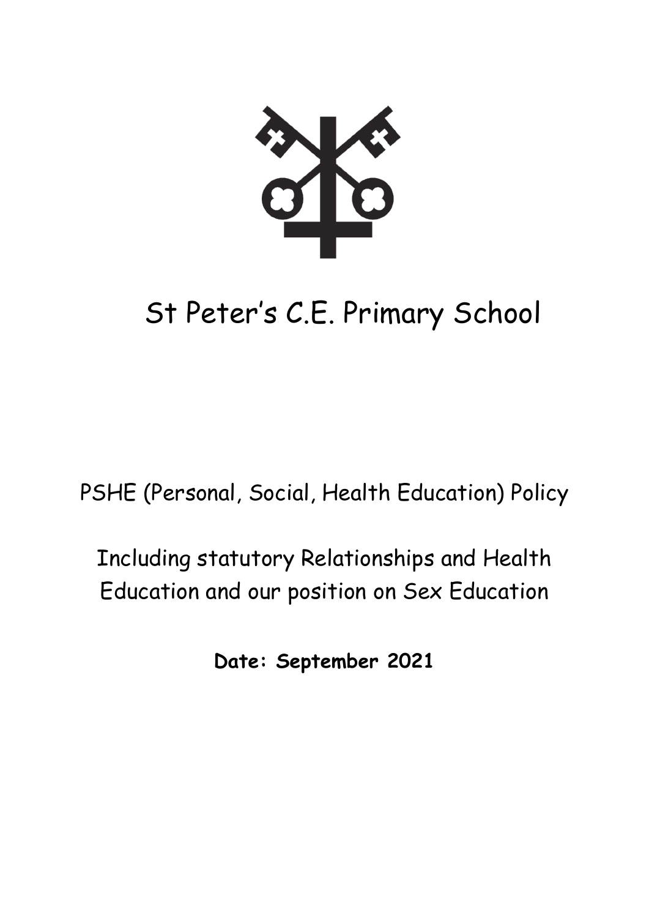# St Peter's C.E. Primary School

PSHE (Personal, Social, Health Education) Policy

Including statutory Relationships and Health Education and our position on Sex Education

**Date: September 2021**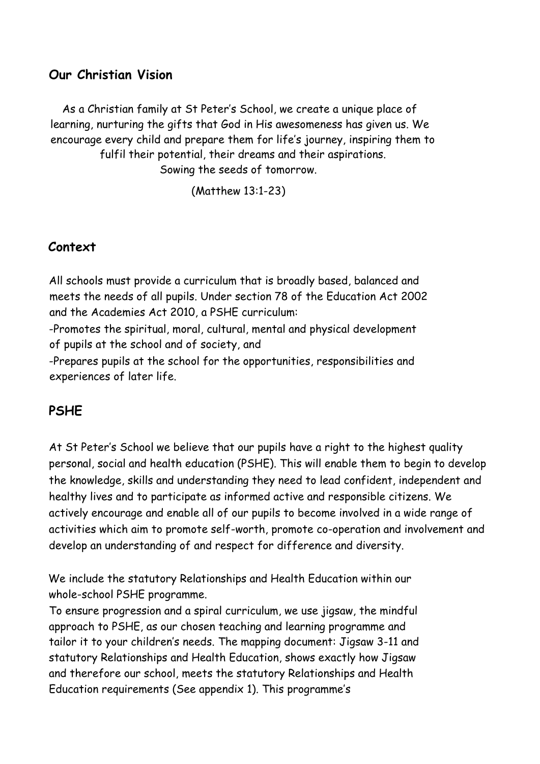## Our Christian Vision

As a Christian family at St Peter's School, we create a unique place of learning, nurturing the gifts that God in His awesomeness has given us. We encourage every child and prepare them for life's journey, inspiring them to fulfil their potential, their dreams and their aspirations.
Sowing the seeds of tomorrow.

(Matthew 13:1-23)

## Context

All schools must provide a curriculum that is broadly based, balanced and meets the needs of all pupils. Under section 78 of the Education Act 2002 and the Academies Act 2010, a PSHE curriculum:

-Promotes the spiritual, moral, cultural, mental and physical development of pupils at the school and of society, and

-Prepares pupils at the school for the opportunities, responsibilities and experiences of later life.

## PSHE

At St Peter's School we believe that our pupils have a right to the highest quality personal, social and health education (PSHE). This will enable them to begin to develop the knowledge, skills and understanding they need to lead confident, independent and healthy lives and to participate as informed active and responsible citizens. We actively encourage and enable all of our pupils to become involved in a wide range of activities which aim to promote self-worth, promote co-operation and involvement and develop an understanding of and respect for difference and diversity.

We include the statutory Relationships and Health Education within our whole-school PSHE programme.
To ensure progression and a spiral curriculum, we use jigsaw, the mindful approach to PSHE, as our chosen teaching and learning programme and tailor it to your children's needs. The mapping document: Jigsaw 3-11 and statutory Relationships and Health Education, shows exactly how Jigsaw and therefore our school, meets the statutory Relationships and Health Education requirements (See appendix 1). This programme's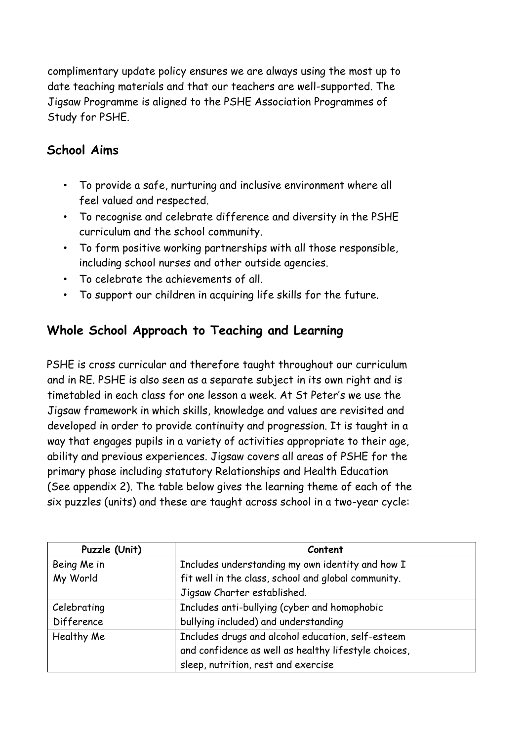complimentary update policy ensures we are always using the most up to date teaching materials and that our teachers are well-supported. The Jigsaw Programme is aligned to the PSHE Association Programmes of Study for PSHE.

## School Aims

- To provide a safe, nurturing and inclusive environment where all feel valued and respected.
- To recognise and celebrate difference and diversity in the PSHE curriculum and the school community.
- To form positive working partnerships with all those responsible, including school nurses and other outside agencies.
- To celebrate the achievements of all.
- To support our children in acquiring life skills for the future.

## Whole School Approach to Teaching and Learning

PSHE is cross curricular and therefore taught throughout our curriculum and in RE. PSHE is also seen as a separate subject in its own right and is timetabled in each class for one lesson a week. At St Peter's we use the Jigsaw framework in which skills, knowledge and values are revisited and developed in order to provide continuity and progression. It is taught in a way that engages pupils in a variety of activities appropriate to their age, ability and previous experiences. Jigsaw covers all areas of PSHE for the primary phase including statutory Relationships and Health Education (See appendix 2). The table below gives the learning theme of each of the six puzzles (units) and these are taught across school in a two-year cycle:

| Puzzle (Unit) | Content |
|---|---|
| Being Me in My World | Includes understanding my own identity and how I fit well in the class, school and global community. Jigsaw Charter established. |
| Celebrating Difference | Includes anti-bullying (cyber and homophobic bullying included) and understanding |
| Healthy Me | Includes drugs and alcohol education, self-esteem and confidence as well as healthy lifestyle choices, sleep, nutrition, rest and exercise |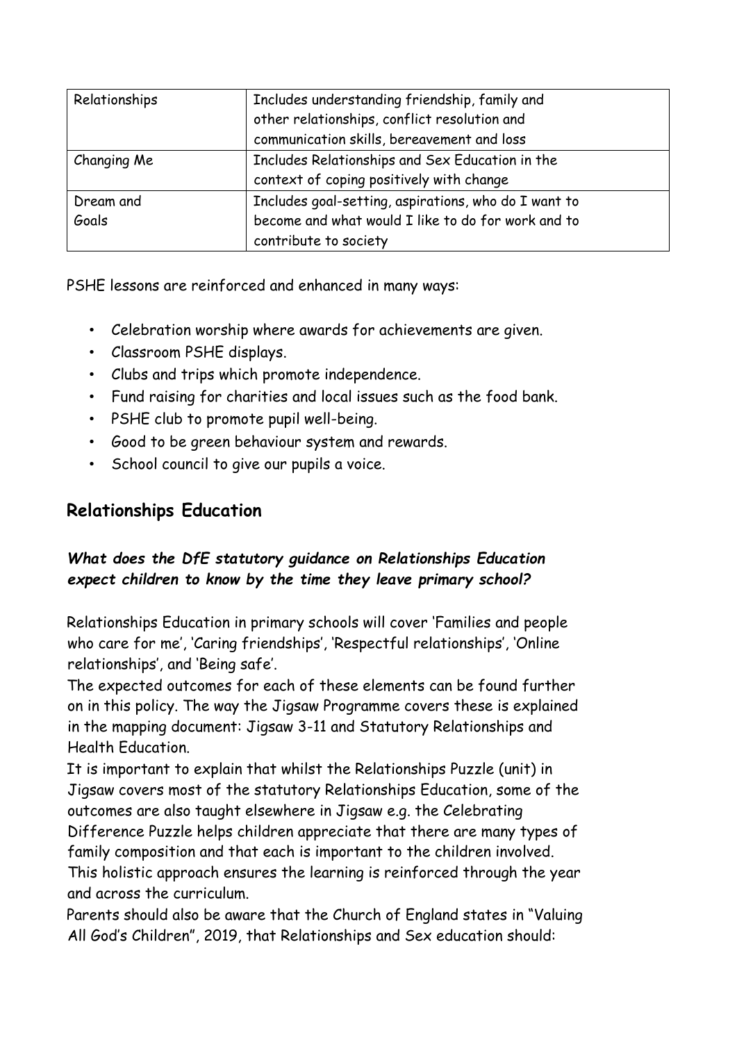| Relationships | Includes understanding friendship, family and other relationships, conflict resolution and communication skills, bereavement and loss |
|---|---|
| Changing Me | Includes Relationships and Sex Education in the context of coping positively with change |
| Dream and Goals | Includes goal-setting, aspirations, who do I want to become and what would I like to do for work and to contribute to society |

PSHE lessons are reinforced and enhanced in many ways:

- Celebration worship where awards for achievements are given.
- Classroom PSHE displays.
- Clubs and trips which promote independence.
- Fund raising for charities and local issues such as the food bank.
- PSHE club to promote pupil well-being.
- Good to be green behaviour system and rewards.
- School council to give our pupils a voice.

## Relationships Education

### *What does the DfE statutory guidance on Relationships Education expect children to know by the time they leave primary school?*

Relationships Education in primary schools will cover 'Families and people who care for me', 'Caring friendships', 'Respectful relationships', 'Online relationships', and 'Being safe'.

The expected outcomes for each of these elements can be found further on in this policy. The way the Jigsaw Programme covers these is explained in the mapping document: Jigsaw 3-11 and Statutory Relationships and Health Education.

It is important to explain that whilst the Relationships Puzzle (unit) in Jigsaw covers most of the statutory Relationships Education, some of the outcomes are also taught elsewhere in Jigsaw e.g. the Celebrating Difference Puzzle helps children appreciate that there are many types of family composition and that each is important to the children involved. This holistic approach ensures the learning is reinforced through the year and across the curriculum.

Parents should also be aware that the Church of England states in "Valuing All God's Children", 2019, that Relationships and Sex education should: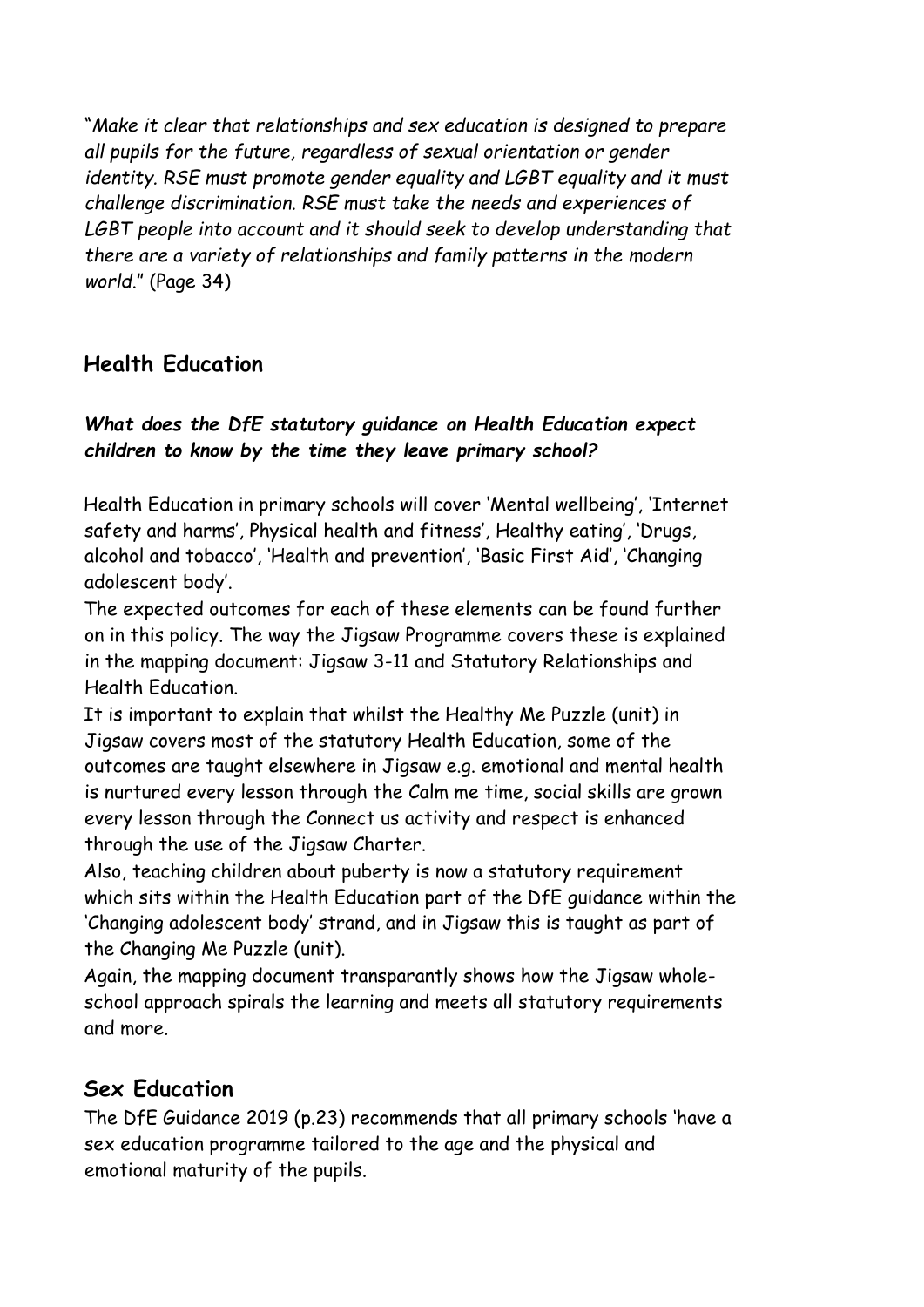"*Make it clear that relationships and sex education is designed to prepare all pupils for the future, regardless of sexual orientation or gender identity. RSE must promote gender equality and LGBT equality and it must challenge discrimination. RSE must take the needs and experiences of LGBT people into account and it should seek to develop understanding that there are a variety of relationships and family patterns in the modern world.*" (Page 34)

## Health Education

***What does the DfE statutory guidance on Health Education expect children to know by the time they leave primary school?***

Health Education in primary schools will cover 'Mental wellbeing', 'Internet safety and harms', Physical health and fitness', Healthy eating', 'Drugs, alcohol and tobacco', 'Health and prevention', 'Basic First Aid', 'Changing adolescent body'.

The expected outcomes for each of these elements can be found further on in this policy. The way the Jigsaw Programme covers these is explained in the mapping document: Jigsaw 3-11 and Statutory Relationships and Health Education.

It is important to explain that whilst the Healthy Me Puzzle (unit) in Jigsaw covers most of the statutory Health Education, some of the outcomes are taught elsewhere in Jigsaw e.g. emotional and mental health is nurtured every lesson through the Calm me time, social skills are grown every lesson through the Connect us activity and respect is enhanced through the use of the Jigsaw Charter.

Also, teaching children about puberty is now a statutory requirement which sits within the Health Education part of the DfE guidance within the 'Changing adolescent body' strand, and in Jigsaw this is taught as part of the Changing Me Puzzle (unit).

Again, the mapping document transparantly shows how the Jigsaw whole-school approach spirals the learning and meets all statutory requirements and more.

## Sex Education

The DfE Guidance 2019 (p.23) recommends that all primary schools 'have a sex education programme tailored to the age and the physical and emotional maturity of the pupils.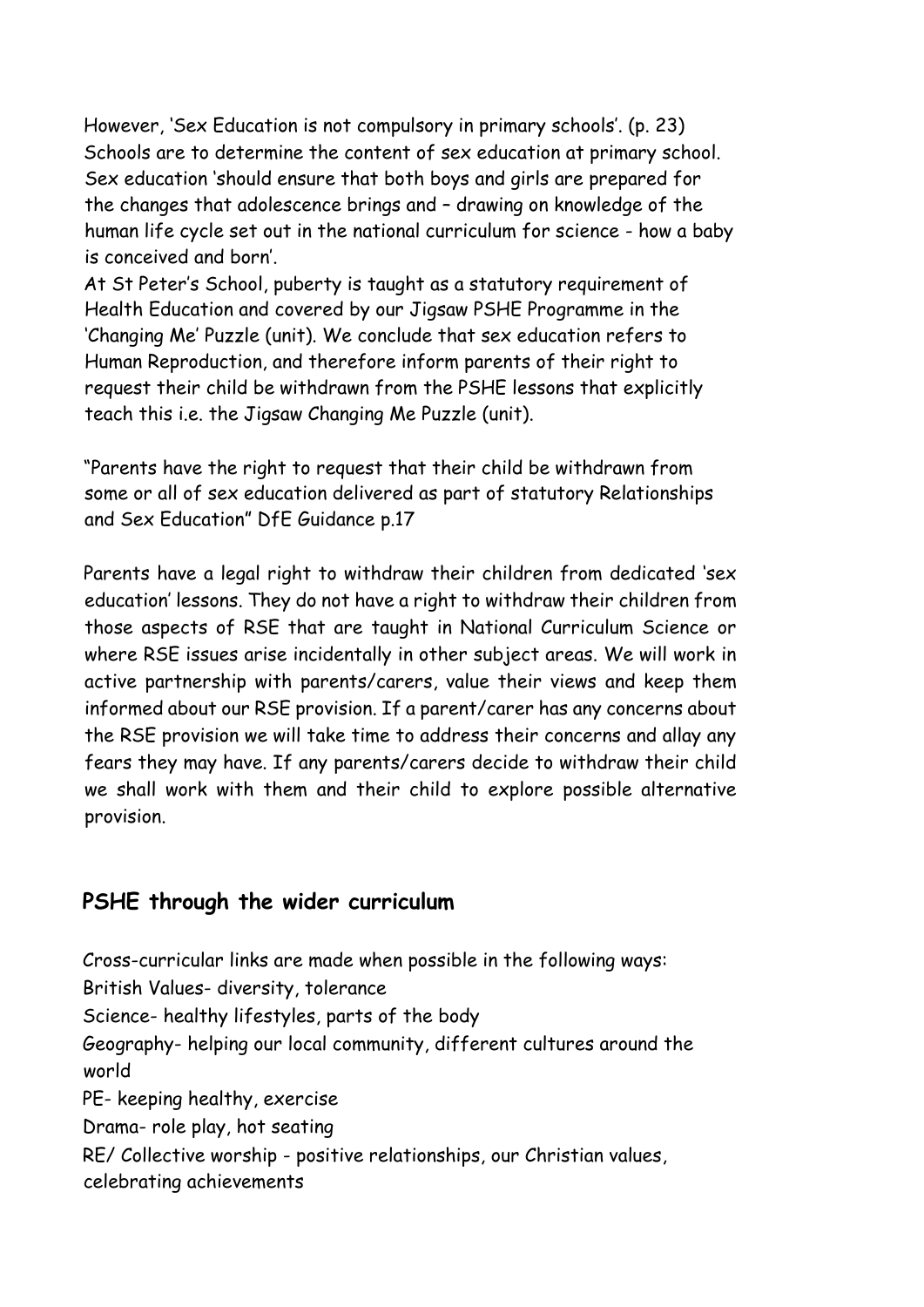However, 'Sex Education is not compulsory in primary schools'. (p. 23) Schools are to determine the content of sex education at primary school. Sex education 'should ensure that both boys and girls are prepared for the changes that adolescence brings and – drawing on knowledge of the human life cycle set out in the national curriculum for science - how a baby is conceived and born'.

At St Peter's School, puberty is taught as a statutory requirement of Health Education and covered by our Jigsaw PSHE Programme in the 'Changing Me' Puzzle (unit). We conclude that sex education refers to Human Reproduction, and therefore inform parents of their right to request their child be withdrawn from the PSHE lessons that explicitly teach this i.e. the Jigsaw Changing Me Puzzle (unit).

"Parents have the right to request that their child be withdrawn from some or all of sex education delivered as part of statutory Relationships and Sex Education" DfE Guidance p.17

Parents have a legal right to withdraw their children from dedicated 'sex education' lessons. They do not have a right to withdraw their children from those aspects of RSE that are taught in National Curriculum Science or where RSE issues arise incidentally in other subject areas. We will work in active partnership with parents/carers, value their views and keep them informed about our RSE provision. If a parent/carer has any concerns about the RSE provision we will take time to address their concerns and allay any fears they may have. If any parents/carers decide to withdraw their child we shall work with them and their child to explore possible alternative provision.

## PSHE through the wider curriculum

Cross-curricular links are made when possible in the following ways:

British Values- diversity, tolerance

Science- healthy lifestyles, parts of the body

Geography- helping our local community, different cultures around the world

PE- keeping healthy, exercise

Drama- role play, hot seating

RE/ Collective worship - positive relationships, our Christian values, celebrating achievements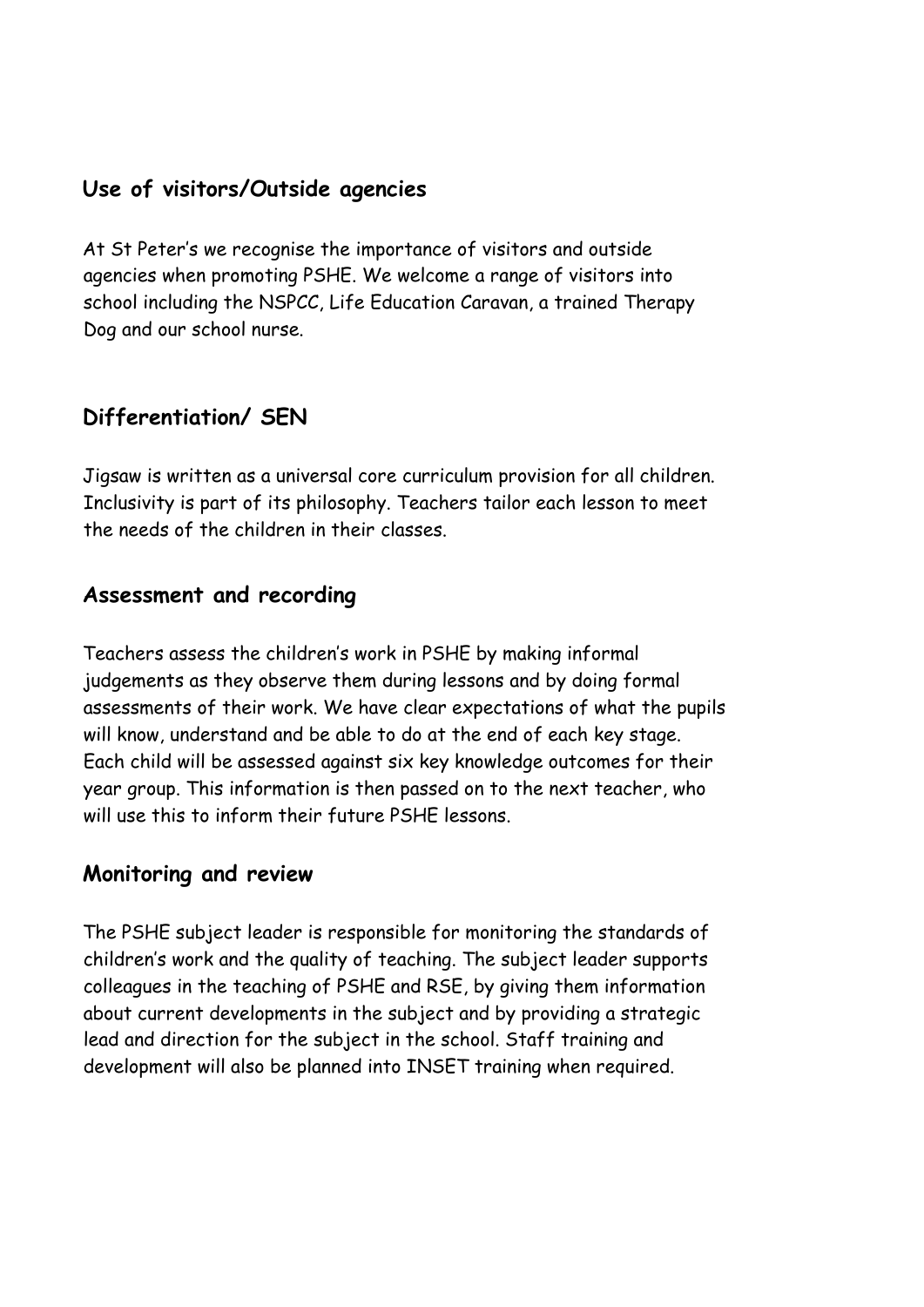## Use of visitors/Outside agencies

At St Peter's we recognise the importance of visitors and outside agencies when promoting PSHE. We welcome a range of visitors into school including the NSPCC, Life Education Caravan, a trained Therapy Dog and our school nurse.

## Differentiation/ SEN

Jigsaw is written as a universal core curriculum provision for all children. Inclusivity is part of its philosophy. Teachers tailor each lesson to meet the needs of the children in their classes.

## Assessment and recording

Teachers assess the children's work in PSHE by making informal judgements as they observe them during lessons and by doing formal assessments of their work. We have clear expectations of what the pupils will know, understand and be able to do at the end of each key stage. Each child will be assessed against six key knowledge outcomes for their year group. This information is then passed on to the next teacher, who will use this to inform their future PSHE lessons.

## Monitoring and review

The PSHE subject leader is responsible for monitoring the standards of children's work and the quality of teaching. The subject leader supports colleagues in the teaching of PSHE and RSE, by giving them information about current developments in the subject and by providing a strategic lead and direction for the subject in the school. Staff training and development will also be planned into INSET training when required.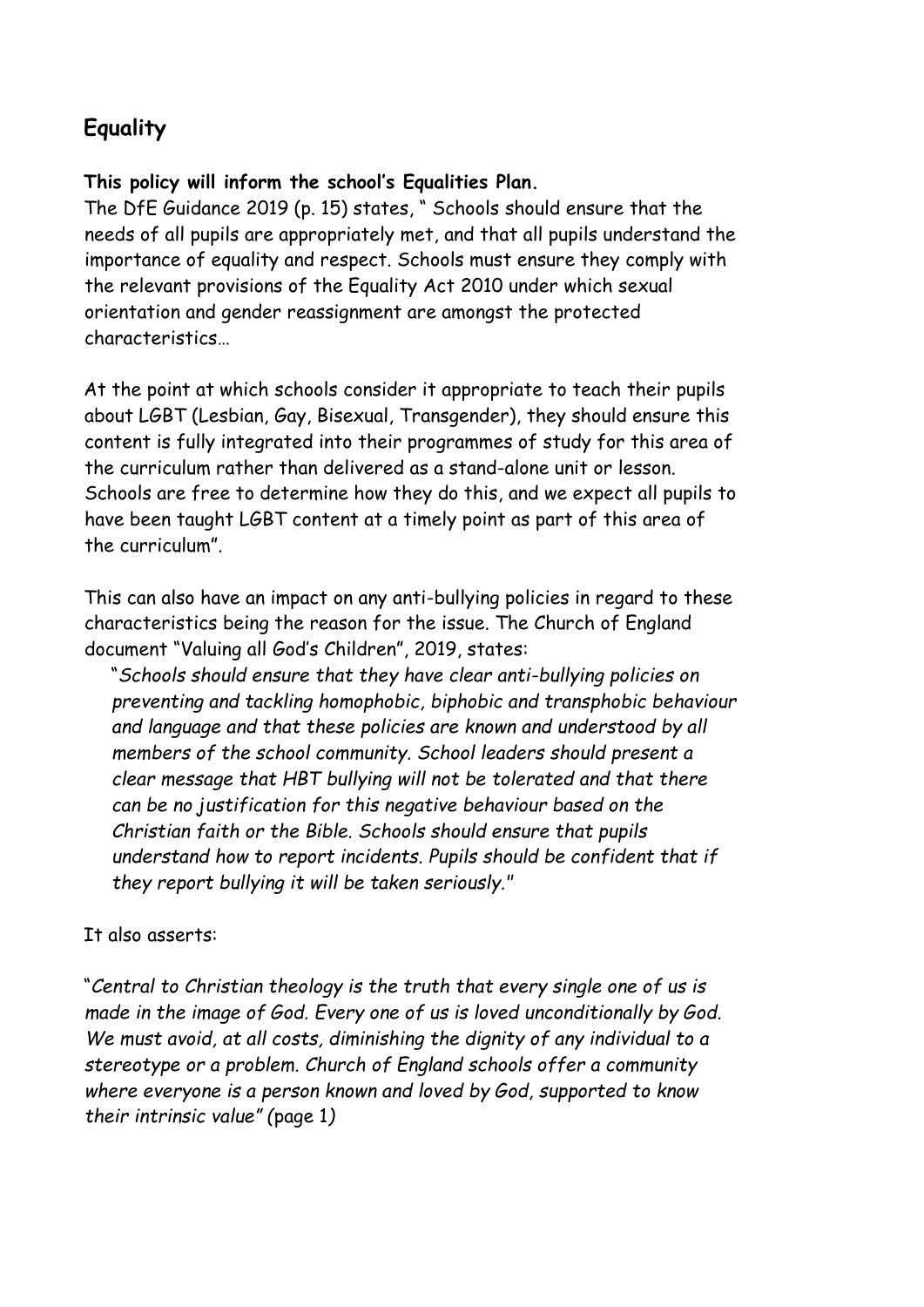## Equality

**This policy will inform the school's Equalities Plan.**
The DfE Guidance 2019 (p. 15) states, " Schools should ensure that the needs of all pupils are appropriately met, and that all pupils understand the importance of equality and respect. Schools must ensure they comply with the relevant provisions of the Equality Act 2010 under which sexual orientation and gender reassignment are amongst the protected characteristics…

At the point at which schools consider it appropriate to teach their pupils about LGBT (Lesbian, Gay, Bisexual, Transgender), they should ensure this content is fully integrated into their programmes of study for this area of the curriculum rather than delivered as a stand-alone unit or lesson. Schools are free to determine how they do this, and we expect all pupils to have been taught LGBT content at a timely point as part of this area of the curriculum".

This can also have an impact on any anti-bullying policies in regard to these characteristics being the reason for the issue. The Church of England document "Valuing all God's Children", 2019, states:

> "*Schools should ensure that they have clear anti-bullying policies on preventing and tackling homophobic, biphobic and transphobic behaviour and language and that these policies are known and understood by all members of the school community. School leaders should present a clear message that HBT bullying will not be tolerated and that there can be no justification for this negative behaviour based on the Christian faith or the Bible. Schools should ensure that pupils understand how to report incidents. Pupils should be confident that if they report bullying it will be taken seriously."*

It also asserts:

"*Central to Christian theology is the truth that every single one of us is made in the image of God. Every one of us is loved unconditionally by God. We must avoid, at all costs, diminishing the dignity of any individual to a stereotype or a problem. Church of England schools offer a community where everyone is a person known and loved by God, supported to know their intrinsic value" (*page 1*)*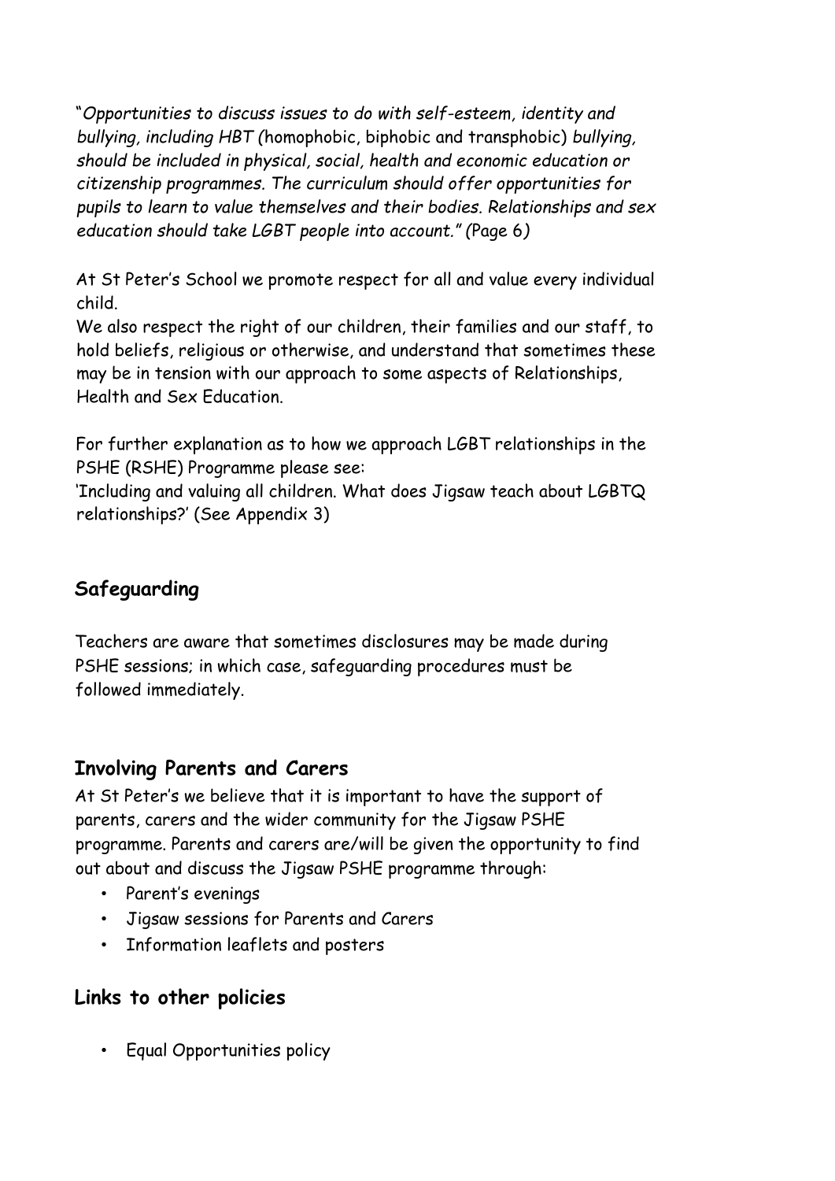"*Opportunities to discuss issues to do with self-esteem, identity and bullying, including HBT (*homophobic, biphobic and transphobic) *bullying, should be included in physical, social, health and economic education or citizenship programmes. The curriculum should offer opportunities for pupils to learn to value themselves and their bodies. Relationships and sex education should take LGBT people into account." (*Page 6*)*

At St Peter's School we promote respect for all and value every individual child.
We also respect the right of our children, their families and our staff, to hold beliefs, religious or otherwise, and understand that sometimes these may be in tension with our approach to some aspects of Relationships, Health and Sex Education.

For further explanation as to how we approach LGBT relationships in the PSHE (RSHE) Programme please see:
'Including and valuing all children. What does Jigsaw teach about LGBTQ relationships?' (See Appendix 3)

## Safeguarding

Teachers are aware that sometimes disclosures may be made during PSHE sessions; in which case, safeguarding procedures must be followed immediately.

## Involving Parents and Carers

At St Peter's we believe that it is important to have the support of parents, carers and the wider community for the Jigsaw PSHE programme. Parents and carers are/will be given the opportunity to find out about and discuss the Jigsaw PSHE programme through:

- Parent's evenings
- Jigsaw sessions for Parents and Carers
- Information leaflets and posters

## Links to other policies

- Equal Opportunities policy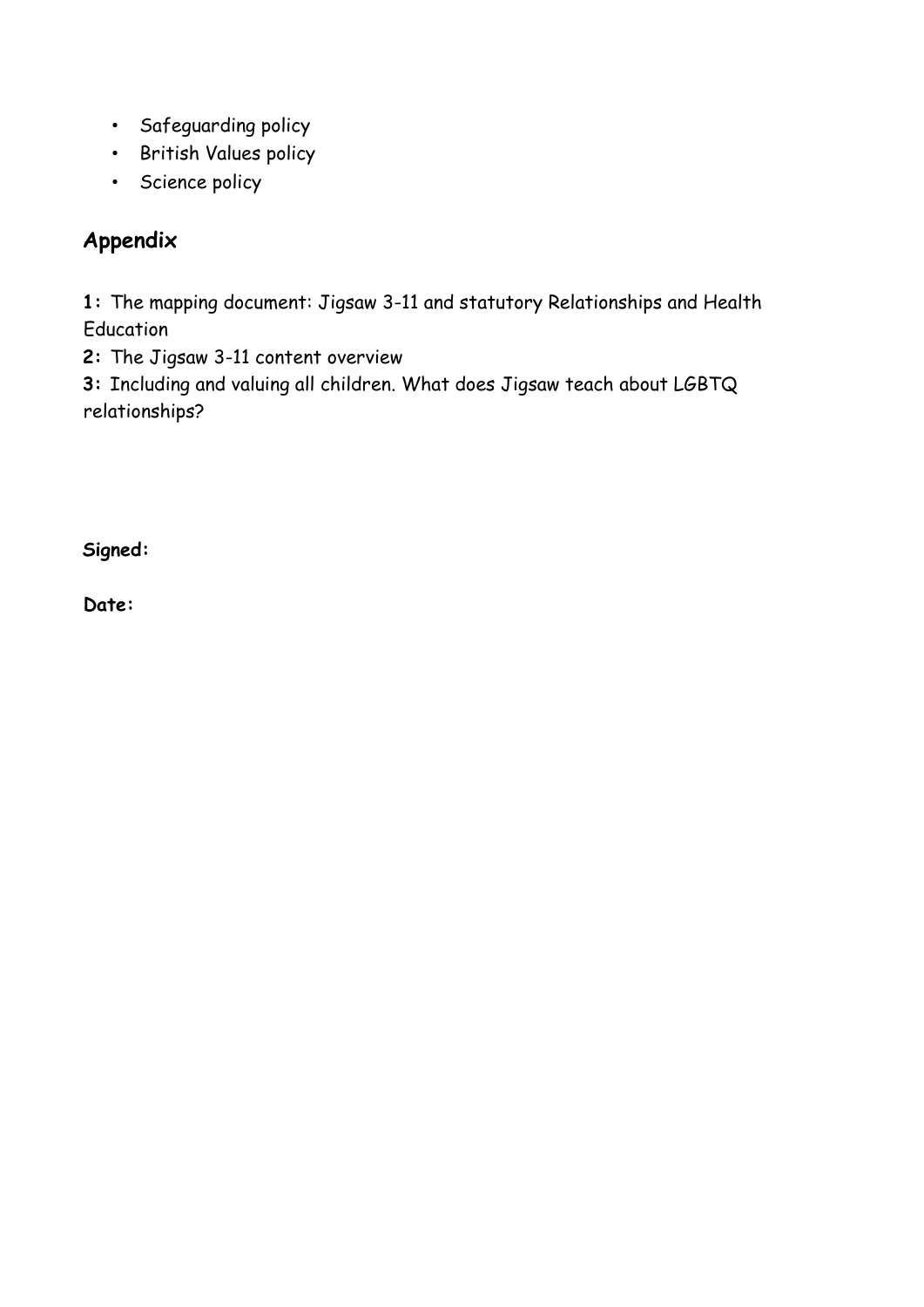- Safeguarding policy
- British Values policy
- Science policy

## Appendix

**1:** The mapping document: Jigsaw 3-11 and statutory Relationships and Health Education

**2:** The Jigsaw 3-11 content overview

**3:** Including and valuing all children. What does Jigsaw teach about LGBTQ relationships?

**Signed:**

**Date:**